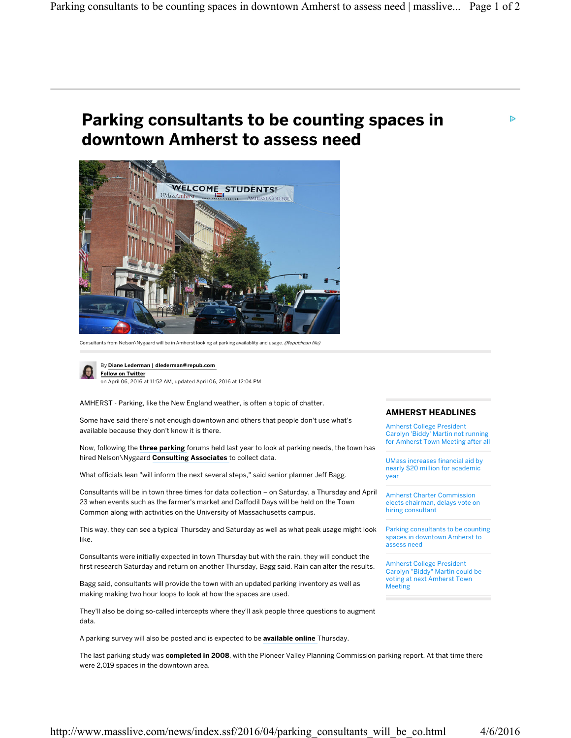# Parking consultants to be counting spaces in downtown Amherst to assess need

Consultants from Nelson\Nygaard will be in Amherst looking at parking availablity and usage. *(Republican file)*

By **Diane Lederman | dlederman@repub.com**
**Follow on Twitter**
on April 06, 2016 at 11:52 AM, updated April 06, 2016 at 12:04 PM

AMHERST - Parking, like the New England weather, is often a topic of chatter.

Some have said there's not enough downtown and others that people don't use what's available because they don't know it is there.

Now, following the **three parking** forums held last year to look at parking needs, the town has hired Nelson\Nygaard **Consulting Associates** to collect data.

What officials lean "will inform the next several steps," said senior planner Jeff Bagg.

Consultants will be in town three times for data collection – on Saturday, a Thursday and April 23 when events such as the farmer's market and Daffodil Days will be held on the Town Common along with activities on the University of Massachusetts campus.

This way, they can see a typical Thursday and Saturday as well as what peak usage might look like.

Consultants were initially expected in town Thursday but with the rain, they will conduct the first research Saturday and return on another Thursday, Bagg said. Rain can alter the results.

Bagg said, consultants will provide the town with an updated parking inventory as well as making making two hour loops to look at how the spaces are used.

They'll also be doing so-called intercepts where they'll ask people three questions to augment data.

A parking survey will also be posted and is expected to be **available online** Thursday.

The last parking study was **completed in 2008**, with the Pioneer Valley Planning Commission parking report. At that time there were 2,019 spaces in the downtown area.

## AMHERST HEADLINES

- Amherst College President Carolyn 'Biddy' Martin not running for Amherst Town Meeting after all
- UMass increases financial aid by nearly $20 million for academic year
- Amherst Charter Commission elects chairman, delays vote on hiring consultant
- Parking consultants to be counting spaces in downtown Amherst to assess need
- Amherst College President Carolyn "Biddy" Martin could be voting at next Amherst Town Meeting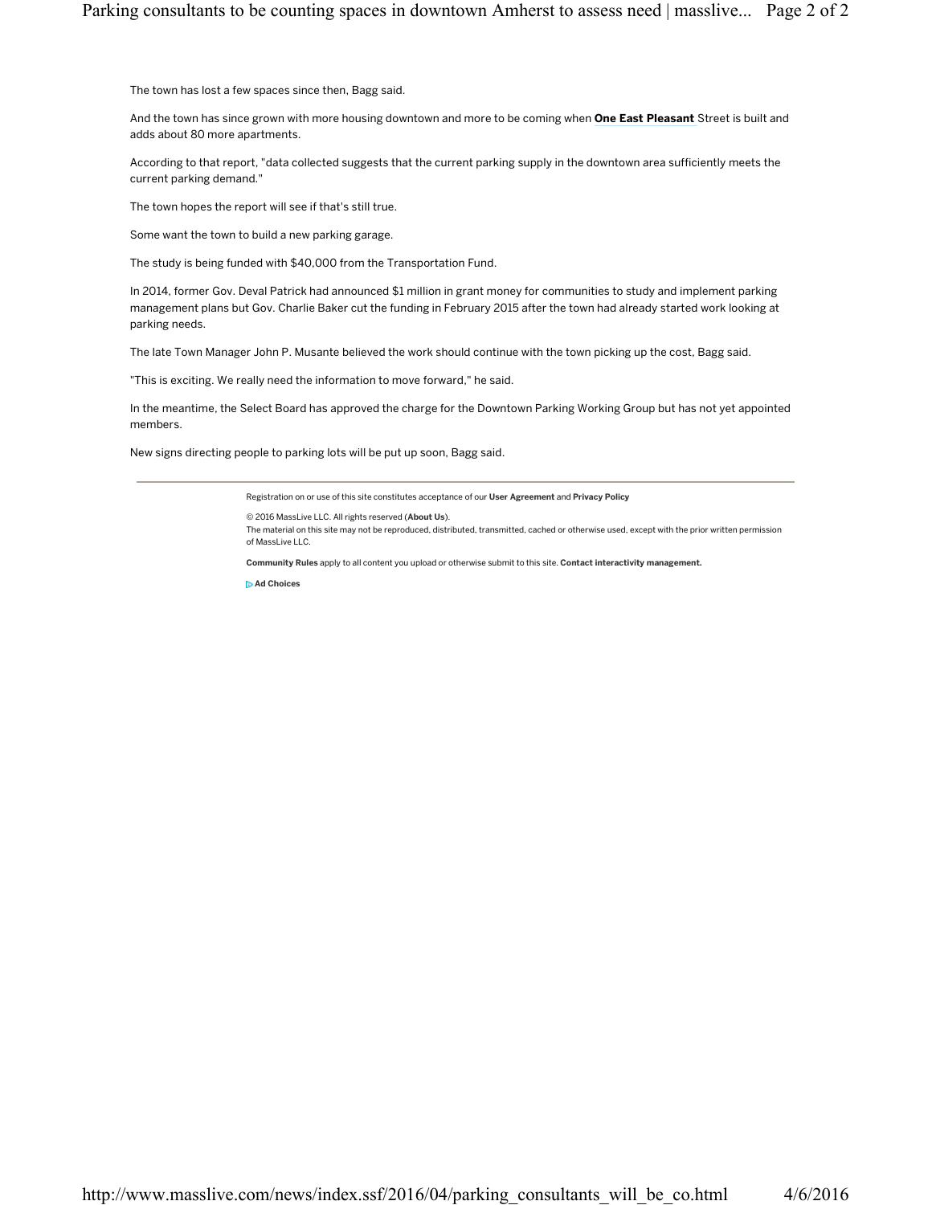The town has lost a few spaces since then, Bagg said.

And the town has since grown with more housing downtown and more to be coming when **One East Pleasant** Street is built and adds about 80 more apartments.

According to that report, "data collected suggests that the current parking supply in the downtown area sufficiently meets the current parking demand."

The town hopes the report will see if that's still true.

Some want the town to build a new parking garage.

The study is being funded with $40,000 from the Transportation Fund.

In 2014, former Gov. Deval Patrick had announced $1 million in grant money for communities to study and implement parking management plans but Gov. Charlie Baker cut the funding in February 2015 after the town had already started work looking at parking needs.

The late Town Manager John P. Musante believed the work should continue with the town picking up the cost, Bagg said.

"This is exciting. We really need the information to move forward," he said.

In the meantime, the Select Board has approved the charge for the Downtown Parking Working Group but has not yet appointed members.

New signs directing people to parking lots will be put up soon, Bagg said.

---

Registration on or use of this site constitutes acceptance of our **User Agreement** and **Privacy Policy**

© 2016 MassLive LLC. All rights reserved (**About Us**).
The material on this site may not be reproduced, distributed, transmitted, cached or otherwise used, except with the prior written permission of MassLive LLC.

**Community Rules** apply to all content you upload or otherwise submit to this site. **Contact interactivity management.**

**Ad Choices**